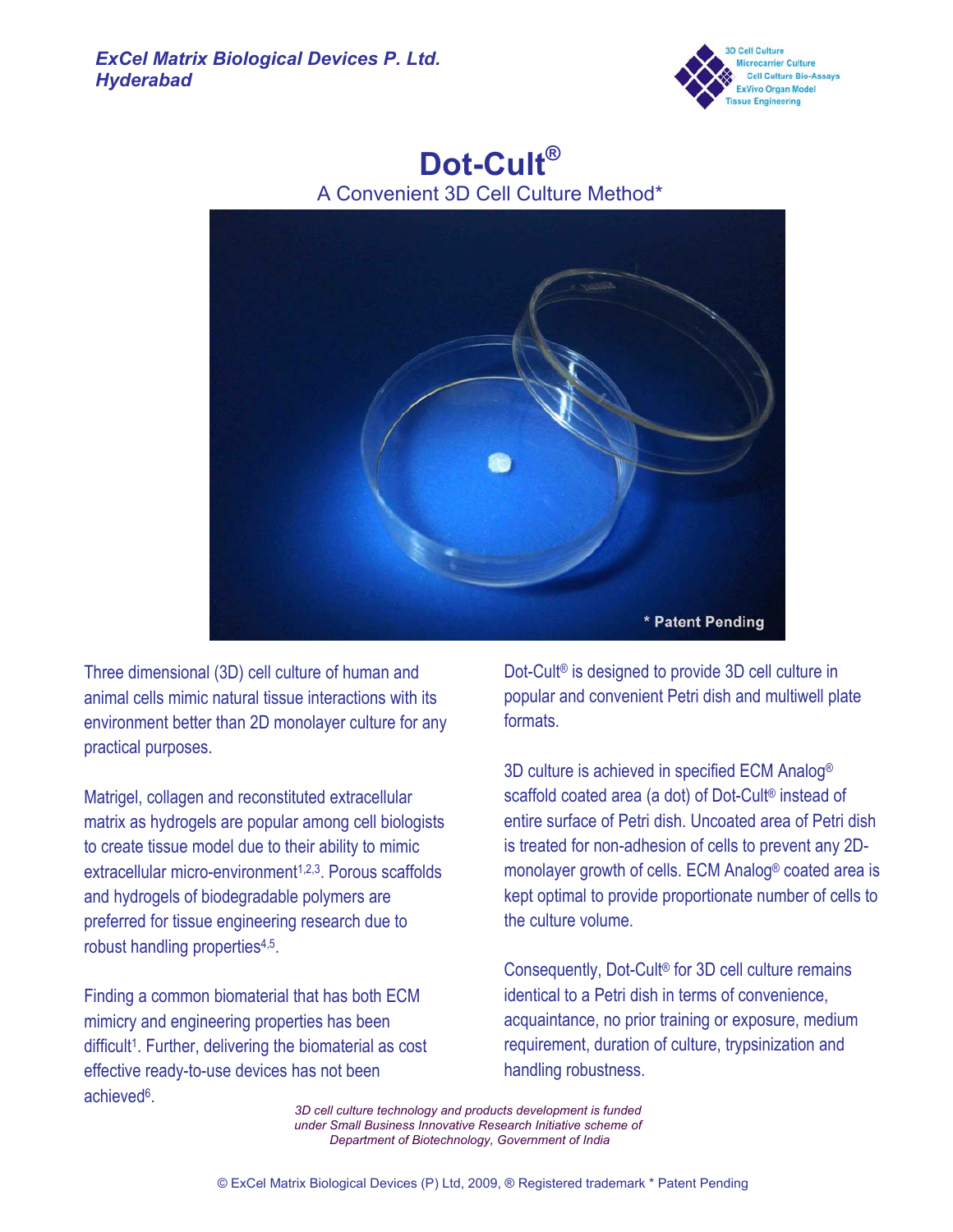*ExCel Matrix Biological Devices P. Ltd.*
*Hyderabad*

3D Cell Culture
Microcarrier Culture
Cell Culture Bio-Assays
ExVivo Organ Model
Tissue Engineering

# Dot-Cult®

A Convenient 3D Cell Culture Method*

\* Patent Pending

Three dimensional (3D) cell culture of human and animal cells mimic natural tissue interactions with its environment better than 2D monolayer culture for any practical purposes.

Matrigel, collagen and reconstituted extracellular matrix as hydrogels are popular among cell biologists to create tissue model due to their ability to mimic extracellular micro-environment[1,2,3]. Porous scaffolds and hydrogels of biodegradable polymers are preferred for tissue engineering research due to robust handling properties[4,5].

Finding a common biomaterial that has both ECM mimicry and engineering properties has been difficult[1]. Further, delivering the biomaterial as cost effective ready-to-use devices has not been achieved[6].

Dot-Cult® is designed to provide 3D cell culture in popular and convenient Petri dish and multiwell plate formats.

3D culture is achieved in specified ECM Analog® scaffold coated area (a dot) of Dot-Cult® instead of entire surface of Petri dish. Uncoated area of Petri dish is treated for non-adhesion of cells to prevent any 2D-monolayer growth of cells. ECM Analog® coated area is kept optimal to provide proportionate number of cells to the culture volume.

Consequently, Dot-Cult® for 3D cell culture remains identical to a Petri dish in terms of convenience, acquaintance, no prior training or exposure, medium requirement, duration of culture, trypsinization and handling robustness.

*3D cell culture technology and products development is funded under Small Business Innovative Research Initiative scheme of Department of Biotechnology, Government of India*

© ExCel Matrix Biological Devices (P) Ltd, 2009, ® Registered trademark * Patent Pending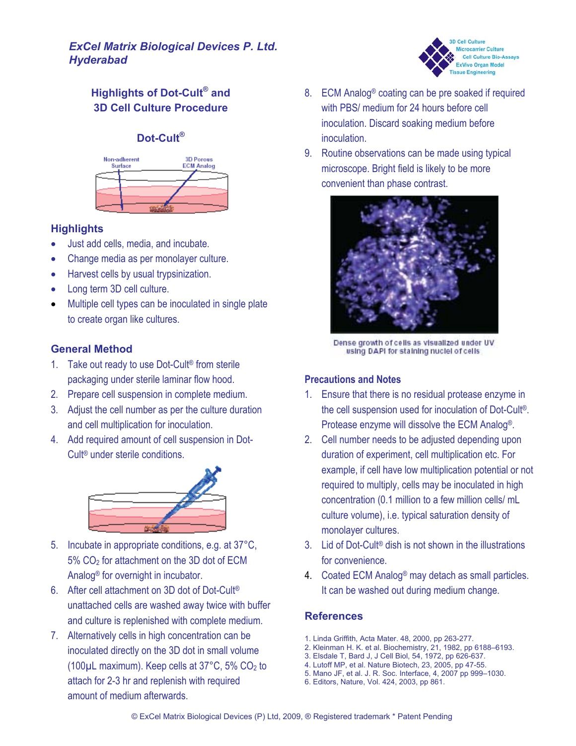*ExCel Matrix Biological Devices P. Ltd.*
*Hyderabad*

3D Cell Culture
Microcarrier Culture
Cell Culture Bio-Assays
ExVivo Organ Model
Tissue Engineering

## Highlights of Dot-Cult® and 3D Cell Culture Procedure

### Dot-Cult®

Non-adherent Surface

3D Porous ECM Analog

### Highlights

- Just add cells, media, and incubate.
- Change media as per monolayer culture.
- Harvest cells by usual trypsinization.
- Long term 3D cell culture.
- Multiple cell types can be inoculated in single plate to create organ like cultures.

### General Method

1. Take out ready to use Dot-Cult® from sterile packaging under sterile laminar flow hood.
2. Prepare cell suspension in complete medium.
3. Adjust the cell number as per the culture duration and cell multiplication for inoculation.
4. Add required amount of cell suspension in Dot-Cult® under sterile conditions.
5. Incubate in appropriate conditions, e.g. at 37°C, 5% $CO_2$ for attachment on the 3D dot of ECM Analog® for overnight in incubator.
6. After cell attachment on 3D dot of Dot-Cult® unattached cells are washed away twice with buffer and culture is replenished with complete medium.
7. Alternatively cells in high concentration can be inoculated directly on the 3D dot in small volume (100µL maximum). Keep cells at 37°C, 5% $CO_2$ to attach for 2-3 hr and replenish with required amount of medium afterwards.
8. ECM Analog® coating can be pre soaked if required with PBS/ medium for 24 hours before cell inoculation. Discard soaking medium before inoculation.
9. Routine observations can be made using typical microscope. Bright field is likely to be more convenient than phase contrast.

Dense growth of cells as visualized under UV using DAPI for staining nuclei of cells

### Precautions and Notes

1. Ensure that there is no residual protease enzyme in the cell suspension used for inoculation of Dot-Cult®. Protease enzyme will dissolve the ECM Analog®.
2. Cell number needs to be adjusted depending upon duration of experiment, cell multiplication etc. For example, if cell have low multiplication potential or not required to multiply, cells may be inoculated in high concentration (0.1 million to a few million cells/ mL culture volume), i.e. typical saturation density of monolayer cultures.
3. Lid of Dot-Cult® dish is not shown in the illustrations for convenience.
4. Coated ECM Analog® may detach as small particles. It can be washed out during medium change.

### References

1. Linda Griffith, Acta Mater. 48, 2000, pp 263-277.
2. Kleinman H. K. et al. Biochemistry, 21, 1982, pp 6188–6193.
3. Elsdale T, Bard J, J Cell Biol, 54, 1972, pp 626-637.
4. Lutoff MP, et al. Nature Biotech, 23, 2005, pp 47-55.
5. Mano JF, et al. J. R. Soc. Interface, 4, 2007 pp 999–1030.
6. Editors, Nature, Vol. 424, 2003, pp 861.

© ExCel Matrix Biological Devices (P) Ltd, 2009, ® Registered trademark * Patent Pending